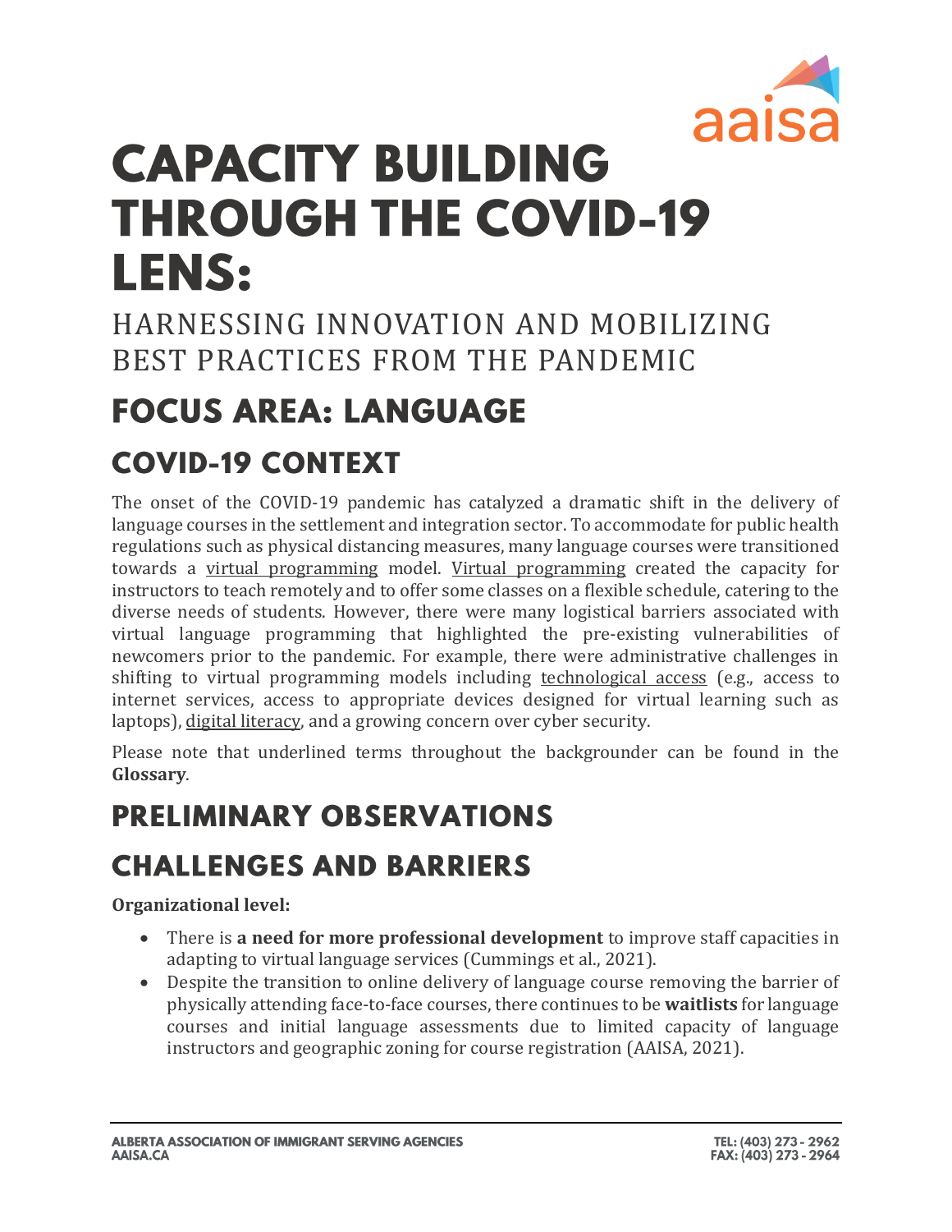# CAPACITY BUILDING THROUGH THE COVID-19 LENS:

HARNESSING INNOVATION AND MOBILIZING BEST PRACTICES FROM THE PANDEMIC

## FOCUS AREA: LANGUAGE

## COVID-19 CONTEXT

The onset of the COVID-19 pandemic has catalyzed a dramatic shift in the delivery of language courses in the settlement and integration sector. To accommodate for public health regulations such as physical distancing measures, many language courses were transitioned towards a virtual programming model. Virtual programming created the capacity for instructors to teach remotely and to offer some classes on a flexible schedule, catering to the diverse needs of students. However, there were many logistical barriers associated with virtual language programming that highlighted the pre-existing vulnerabilities of newcomers prior to the pandemic. For example, there were administrative challenges in shifting to virtual programming models including technological access (e.g., access to internet services, access to appropriate devices designed for virtual learning such as laptops), digital literacy, and a growing concern over cyber security.

Please note that underlined terms throughout the backgrounder can be found in the **Glossary**.

## PRELIMINARY OBSERVATIONS

## CHALLENGES AND BARRIERS

**Organizational level:**

- There is **a need for more professional development** to improve staff capacities in adapting to virtual language services (Cummings et al., 2021).
- Despite the transition to online delivery of language course removing the barrier of physically attending face-to-face courses, there continues to be **waitlists** for language courses and initial language assessments due to limited capacity of language instructors and geographic zoning for course registration (AAISA, 2021).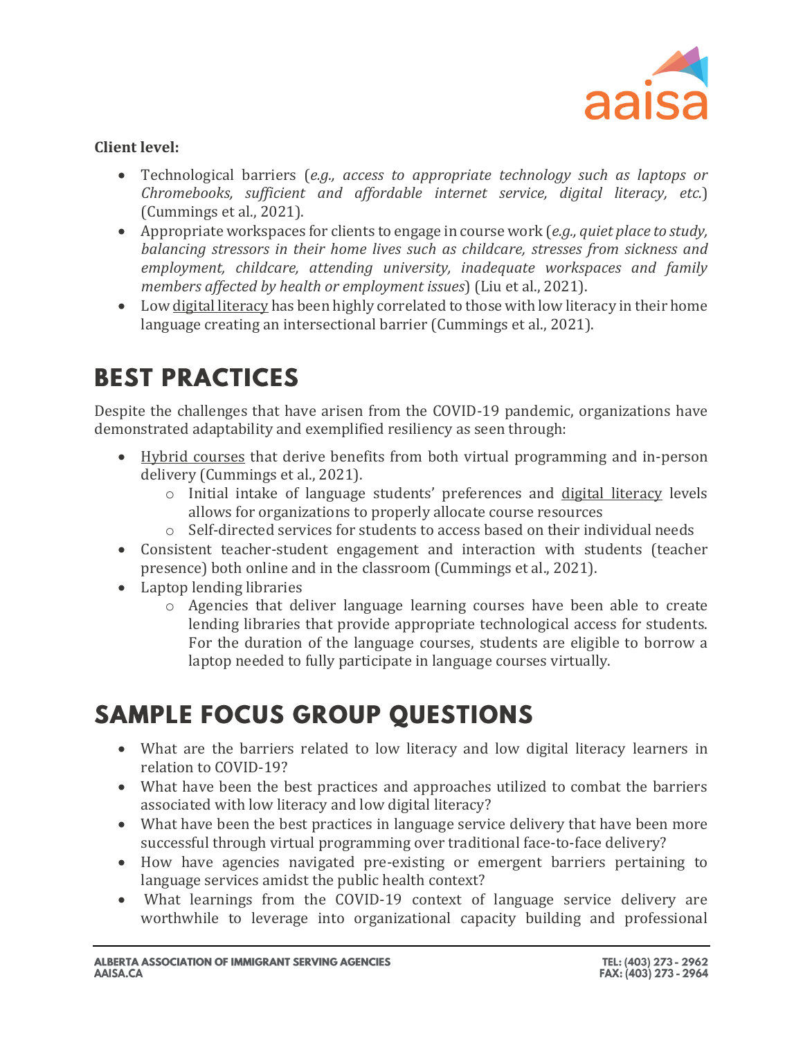**Client level:**

- Technological barriers (*e.g., access to appropriate technology such as laptops or Chromebooks, sufficient and affordable internet service, digital literacy, etc.*) (Cummings et al., 2021).
- Appropriate workspaces for clients to engage in course work (*e.g., quiet place to study, balancing stressors in their home lives such as childcare, stresses from sickness and employment, childcare, attending university, inadequate workspaces and family members affected by health or employment issues*) (Liu et al., 2021).
- Low digital literacy has been highly correlated to those with low literacy in their home language creating an intersectional barrier (Cummings et al., 2021).

# BEST PRACTICES

Despite the challenges that have arisen from the COVID-19 pandemic, organizations have demonstrated adaptability and exemplified resiliency as seen through:

- Hybrid courses that derive benefits from both virtual programming and in-person delivery (Cummings et al., 2021).
  - Initial intake of language students' preferences and digital literacy levels allows for organizations to properly allocate course resources
  - Self-directed services for students to access based on their individual needs
- Consistent teacher-student engagement and interaction with students (teacher presence) both online and in the classroom (Cummings et al., 2021).
- Laptop lending libraries
  - Agencies that deliver language learning courses have been able to create lending libraries that provide appropriate technological access for students. For the duration of the language courses, students are eligible to borrow a laptop needed to fully participate in language courses virtually.

# SAMPLE FOCUS GROUP QUESTIONS

- What are the barriers related to low literacy and low digital literacy learners in relation to COVID-19?
- What have been the best practices and approaches utilized to combat the barriers associated with low literacy and low digital literacy?
- What have been the best practices in language service delivery that have been more successful through virtual programming over traditional face-to-face delivery?
- How have agencies navigated pre-existing or emergent barriers pertaining to language services amidst the public health context?
- What learnings from the COVID-19 context of language service delivery are worthwhile to leverage into organizational capacity building and professional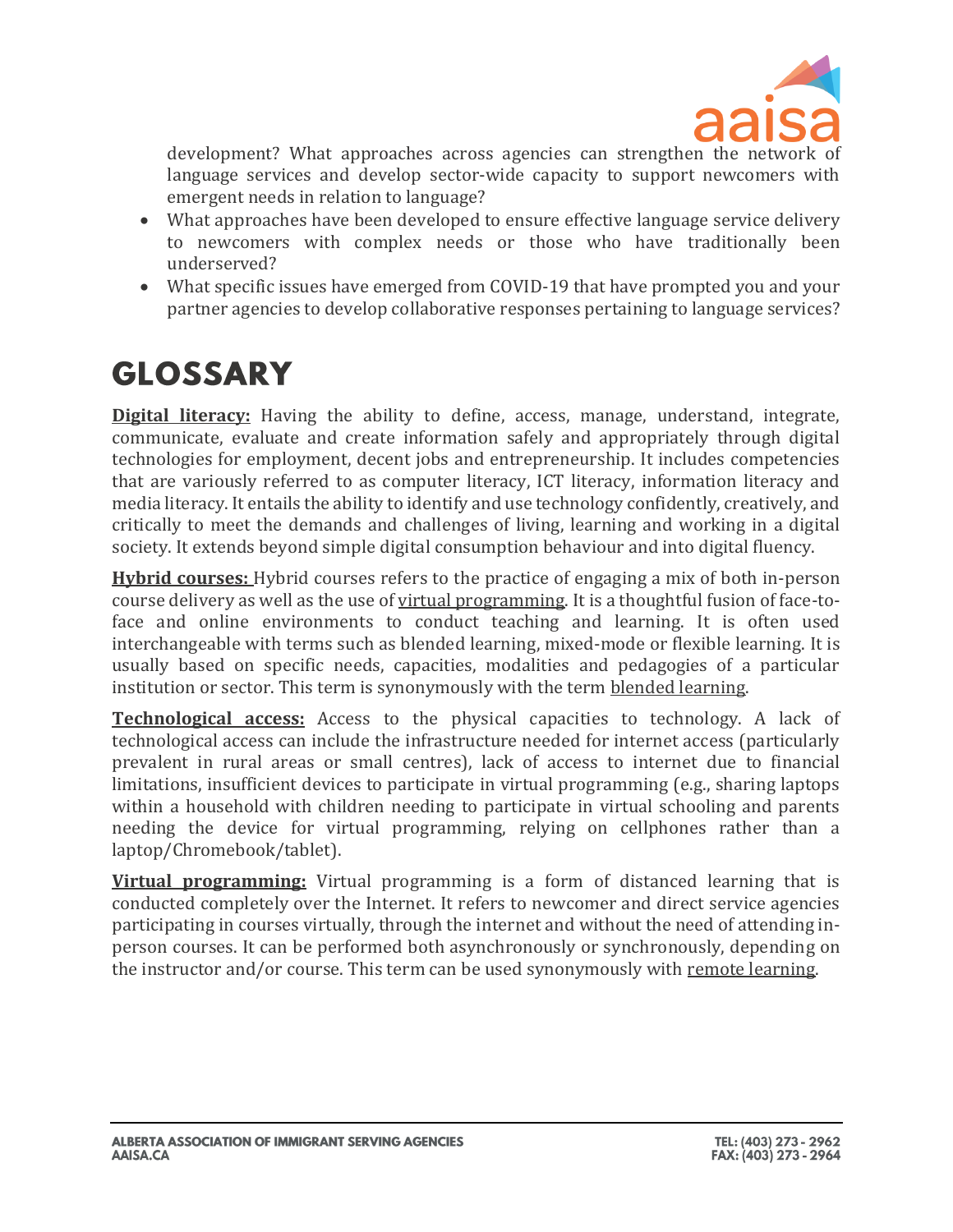development? What approaches across agencies can strengthen the network of language services and develop sector-wide capacity to support newcomers with emergent needs in relation to language?

- What approaches have been developed to ensure effective language service delivery to newcomers with complex needs or those who have traditionally been underserved?
- What specific issues have emerged from COVID-19 that have prompted you and your partner agencies to develop collaborative responses pertaining to language services?

# GLOSSARY

**Digital literacy:** Having the ability to define, access, manage, understand, integrate, communicate, evaluate and create information safely and appropriately through digital technologies for employment, decent jobs and entrepreneurship. It includes competencies that are variously referred to as computer literacy, ICT literacy, information literacy and media literacy. It entails the ability to identify and use technology confidently, creatively, and critically to meet the demands and challenges of living, learning and working in a digital society. It extends beyond simple digital consumption behaviour and into digital fluency.

**Hybrid courses:** Hybrid courses refers to the practice of engaging a mix of both in-person course delivery as well as the use of virtual programming. It is a thoughtful fusion of face-to-face and online environments to conduct teaching and learning. It is often used interchangeable with terms such as blended learning, mixed-mode or flexible learning. It is usually based on specific needs, capacities, modalities and pedagogies of a particular institution or sector. This term is synonymously with the term blended learning.

**Technological access:** Access to the physical capacities to technology. A lack of technological access can include the infrastructure needed for internet access (particularly prevalent in rural areas or small centres), lack of access to internet due to financial limitations, insufficient devices to participate in virtual programming (e.g., sharing laptops within a household with children needing to participate in virtual schooling and parents needing the device for virtual programming, relying on cellphones rather than a laptop/Chromebook/tablet).

**Virtual programming:** Virtual programming is a form of distanced learning that is conducted completely over the Internet. It refers to newcomer and direct service agencies participating in courses virtually, through the internet and without the need of attending in-person courses. It can be performed both asynchronously or synchronously, depending on the instructor and/or course. This term can be used synonymously with remote learning.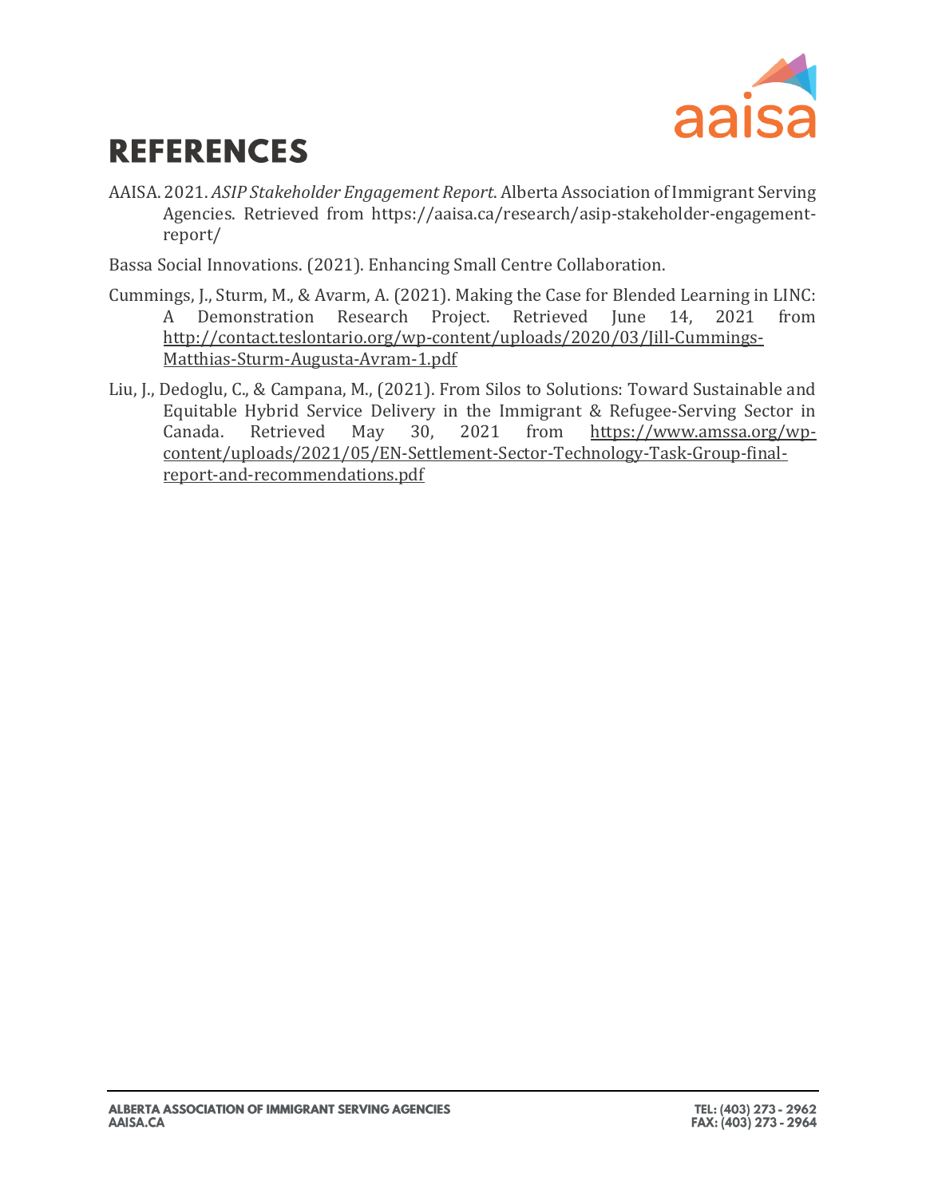# REFERENCES

AAISA. 2021. *ASIP Stakeholder Engagement Report*. Alberta Association of Immigrant Serving Agencies. Retrieved from https://aaisa.ca/research/asip-stakeholder-engagement-report/

Bassa Social Innovations. (2021). Enhancing Small Centre Collaboration.

Cummings, J., Sturm, M., & Avarm, A. (2021). Making the Case for Blended Learning in LINC: A Demonstration Research Project. Retrieved June 14, 2021 from http://contact.teslontario.org/wp-content/uploads/2020/03/Jill-Cummings-Matthias-Sturm-Augusta-Avram-1.pdf

Liu, J., Dedoglu, C., & Campana, M., (2021). From Silos to Solutions: Toward Sustainable and Equitable Hybrid Service Delivery in the Immigrant & Refugee-Serving Sector in Canada. Retrieved May 30, 2021 from https://www.amssa.org/wp-content/uploads/2021/05/EN-Settlement-Sector-Technology-Task-Group-final-report-and-recommendations.pdf